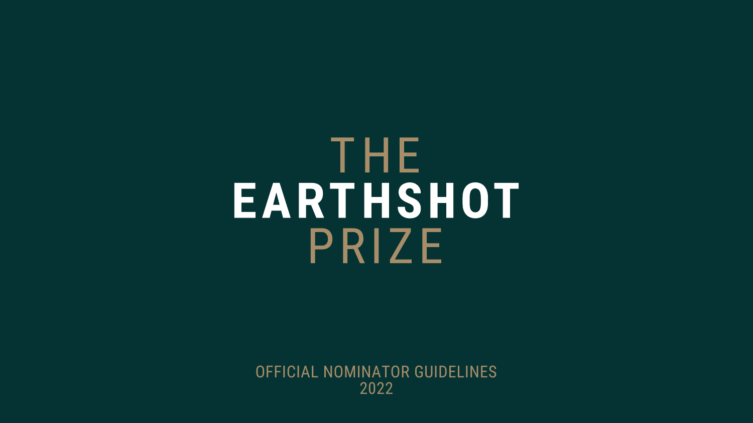# THE EARTHSHOT PRIZE

OFFICIAL NOMINATOR GUIDELINES
2022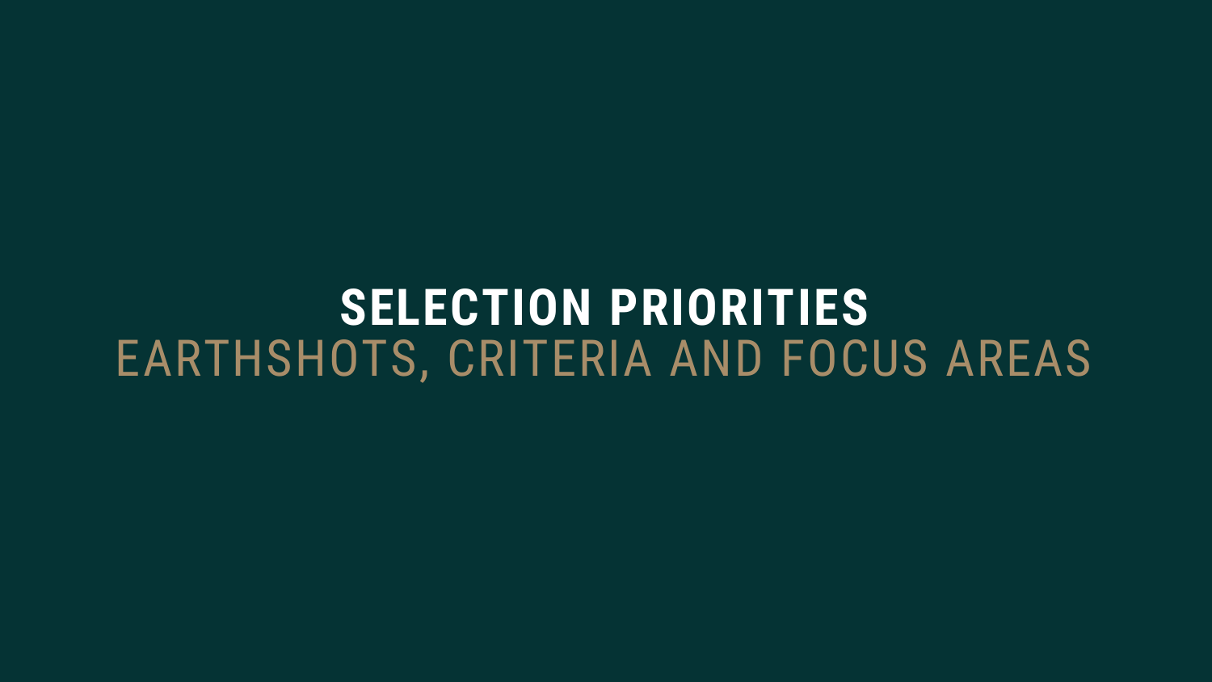# SELECTION PRIORITIES

## EARTHSHOTS, CRITERIA AND FOCUS AREAS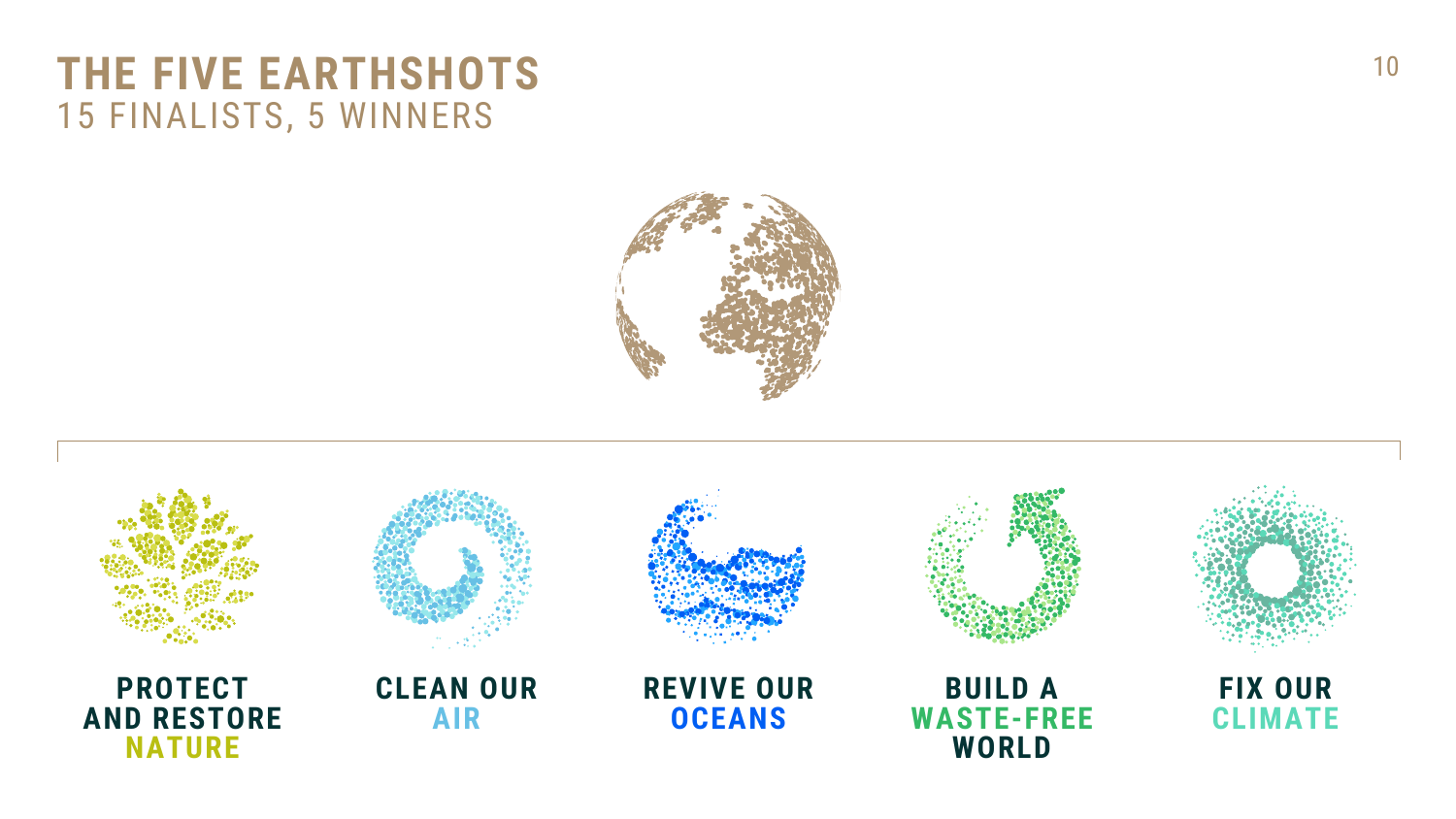# THE FIVE EARTHSHOTS

15 FINALISTS, 5 WINNERS

**PROTECT AND RESTORE NATURE**

**CLEAN OUR AIR**

**REVIVE OUR OCEANS**

**BUILD A WASTE-FREE WORLD**

**FIX OUR CLIMATE**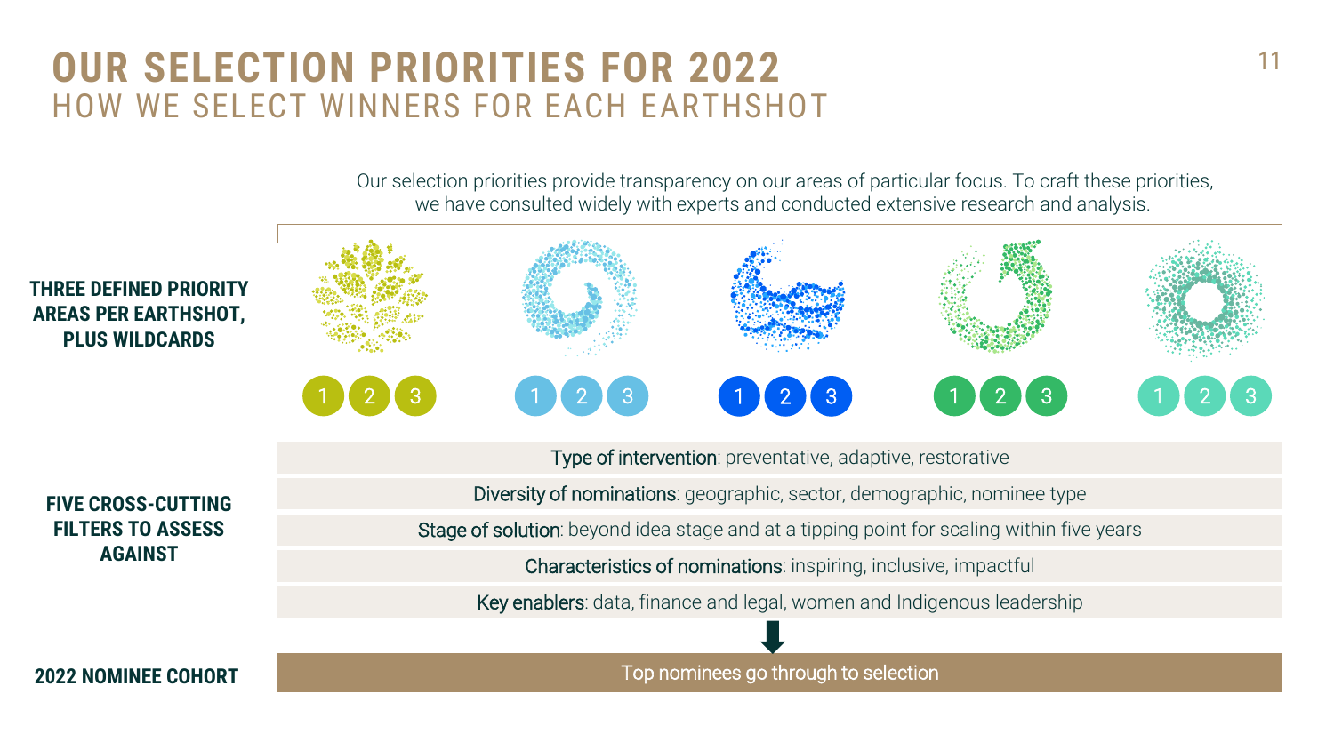# OUR SELECTION PRIORITIES FOR 2022

## HOW WE SELECT WINNERS FOR EACH EARTHSHOT

Our selection priorities provide transparency on our areas of particular focus. To craft these priorities, we have consulted widely with experts and conducted extensive research and analysis.

**THREE DEFINED PRIORITY AREAS PER EARTHSHOT, PLUS WILDCARDS**

1 2 3 | 1 2 3 | 1 2 3 | 1 2 3 | 1 2 3

**FIVE CROSS-CUTTING FILTERS TO ASSESS AGAINST**

- Type of intervention: preventative, adaptive, restorative
- Diversity of nominations: geographic, sector, demographic, nominee type
- Stage of solution: beyond idea stage and at a tipping point for scaling within five years
- Characteristics of nominations: inspiring, inclusive, impactful
- Key enablers: data, finance and legal, women and Indigenous leadership

**2022 NOMINEE COHORT**

Top nominees go through to selection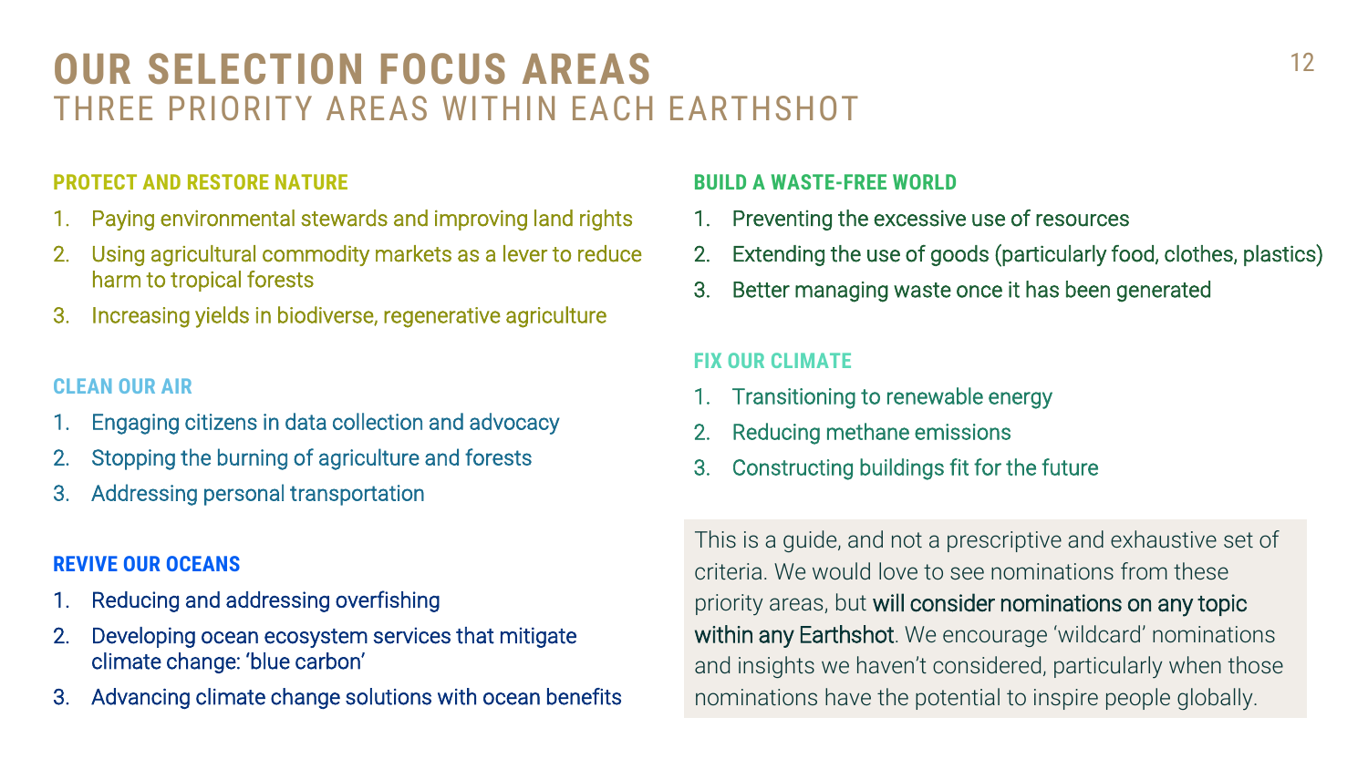# OUR SELECTION FOCUS AREAS

## THREE PRIORITY AREAS WITHIN EACH EARTHSHOT

### PROTECT AND RESTORE NATURE

1. Paying environmental stewards and improving land rights
2. Using agricultural commodity markets as a lever to reduce harm to tropical forests
3. Increasing yields in biodiverse, regenerative agriculture

### CLEAN OUR AIR

1. Engaging citizens in data collection and advocacy
2. Stopping the burning of agriculture and forests
3. Addressing personal transportation

### REVIVE OUR OCEANS

1. Reducing and addressing overfishing
2. Developing ocean ecosystem services that mitigate climate change: 'blue carbon'
3. Advancing climate change solutions with ocean benefits

### BUILD A WASTE-FREE WORLD

1. Preventing the excessive use of resources
2. Extending the use of goods (particularly food, clothes, plastics)
3. Better managing waste once it has been generated

### FIX OUR CLIMATE

1. Transitioning to renewable energy
2. Reducing methane emissions
3. Constructing buildings fit for the future

This is a guide, and not a prescriptive and exhaustive set of criteria. We would love to see nominations from these priority areas, but **will consider nominations on any topic within any Earthshot**. We encourage 'wildcard' nominations and insights we haven't considered, particularly when those nominations have the potential to inspire people globally.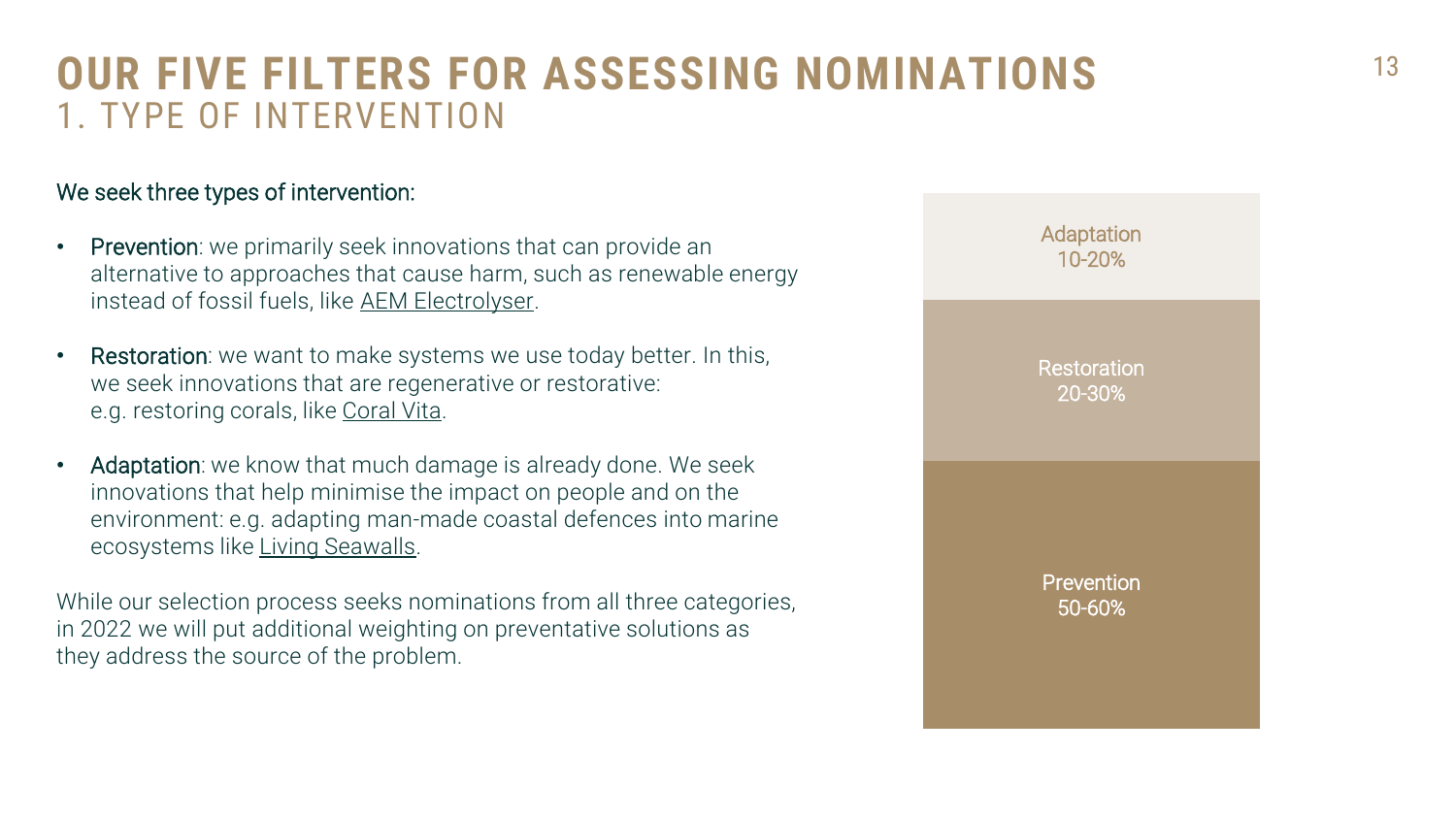# OUR FIVE FILTERS FOR ASSESSING NOMINATIONS
## 1. TYPE OF INTERVENTION

We seek three types of intervention:

- **Prevention**: we primarily seek innovations that can provide an alternative to approaches that cause harm, such as renewable energy instead of fossil fuels, like AEM Electrolyser.
- **Restoration**: we want to make systems we use today better. In this, we seek innovations that are regenerative or restorative: e.g. restoring corals, like Coral Vita.
- **Adaptation**: we know that much damage is already done. We seek innovations that help minimise the impact on people and on the environment: e.g. adapting man-made coastal defences into marine ecosystems like Living Seawalls.

While our selection process seeks nominations from all three categories, in 2022 we will put additional weighting on preventative solutions as they address the source of the problem.

Adaptation 10-20%

Restoration 20-30%

Prevention 50-60%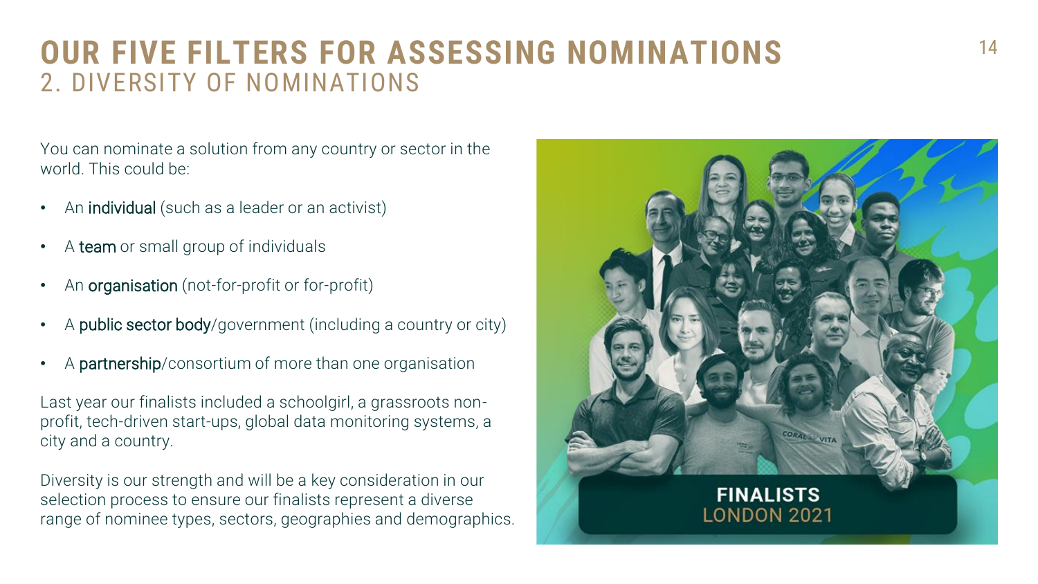# OUR FIVE FILTERS FOR ASSESSING NOMINATIONS

## 2. DIVERSITY OF NOMINATIONS

You can nominate a solution from any country or sector in the world. This could be:

- An individual (such as a leader or an activist)
- A team or small group of individuals
- An organisation (not-for-profit or for-profit)
- A public sector body/government (including a country or city)
- A partnership/consortium of more than one organisation

Last year our finalists included a schoolgirl, a grassroots non-profit, tech-driven start-ups, global data monitoring systems, a city and a country.

Diversity is our strength and will be a key consideration in our selection process to ensure our finalists represent a diverse range of nominee types, sectors, geographies and demographics.

FINALISTS
LONDON 2021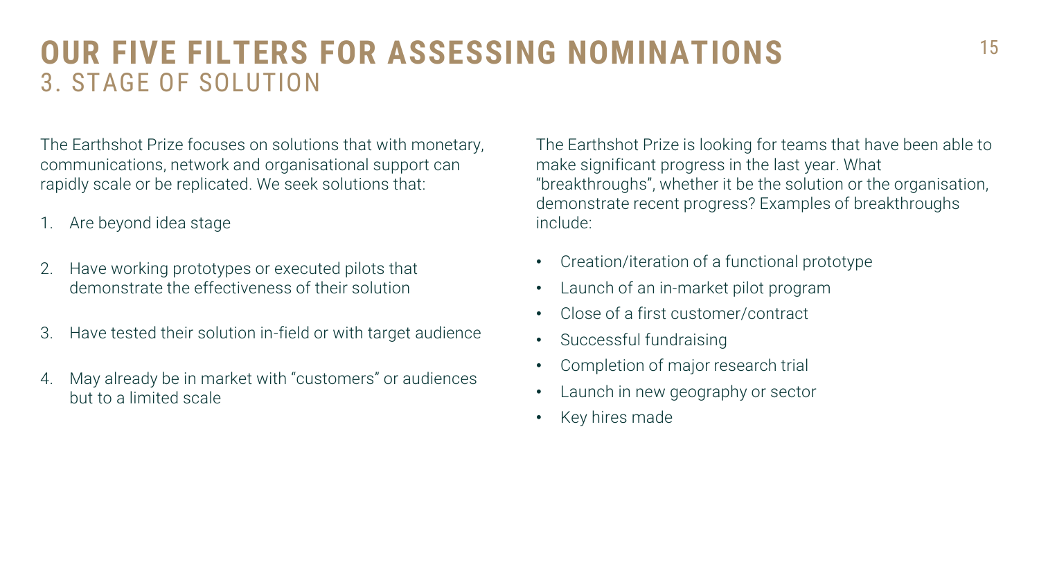# OUR FIVE FILTERS FOR ASSESSING NOMINATIONS

## 3. STAGE OF SOLUTION

The Earthshot Prize focuses on solutions that with monetary, communications, network and organisational support can rapidly scale or be replicated. We seek solutions that:

1. Are beyond idea stage
2. Have working prototypes or executed pilots that demonstrate the effectiveness of their solution
3. Have tested their solution in-field or with target audience
4. May already be in market with "customers" or audiences but to a limited scale

The Earthshot Prize is looking for teams that have been able to make significant progress in the last year. What "breakthroughs", whether it be the solution or the organisation, demonstrate recent progress? Examples of breakthroughs include:

- Creation/iteration of a functional prototype
- Launch of an in-market pilot program
- Close of a first customer/contract
- Successful fundraising
- Completion of major research trial
- Launch in new geography or sector
- Key hires made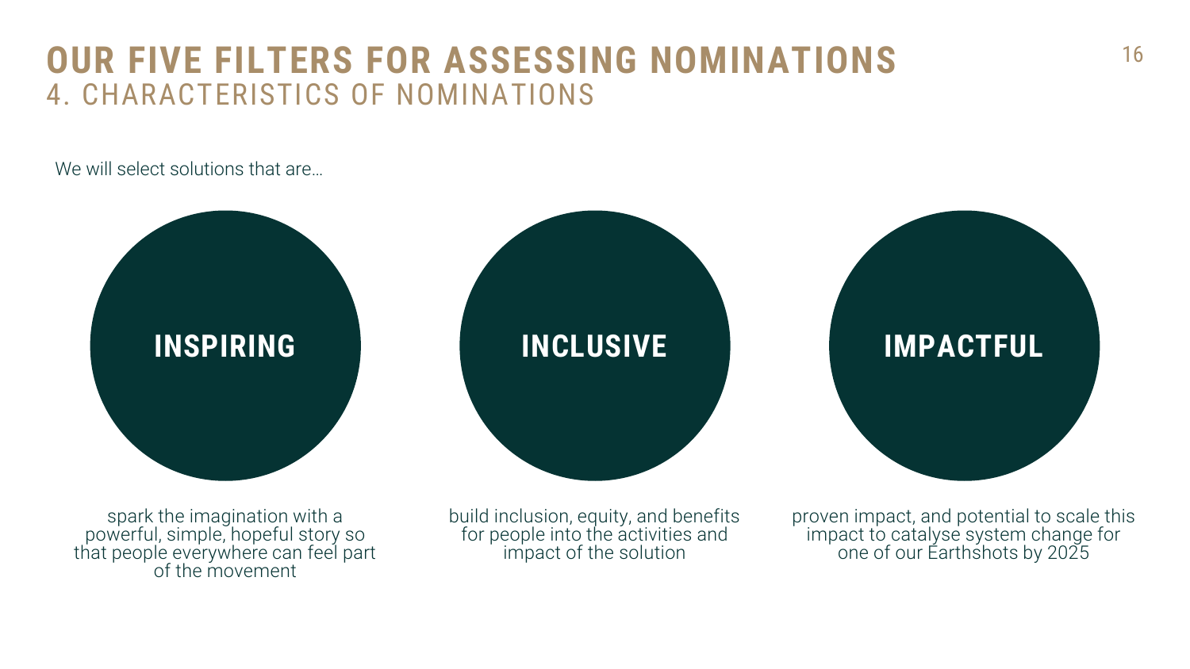# OUR FIVE FILTERS FOR ASSESSING NOMINATIONS

## 4. CHARACTERISTICS OF NOMINATIONS

We will select solutions that are…

**INSPIRING**

spark the imagination with a powerful, simple, hopeful story so that people everywhere can feel part of the movement

**INCLUSIVE**

build inclusion, equity, and benefits for people into the activities and impact of the solution

**IMPACTFUL**

proven impact, and potential to scale this impact to catalyse system change for one of our Earthshots by 2025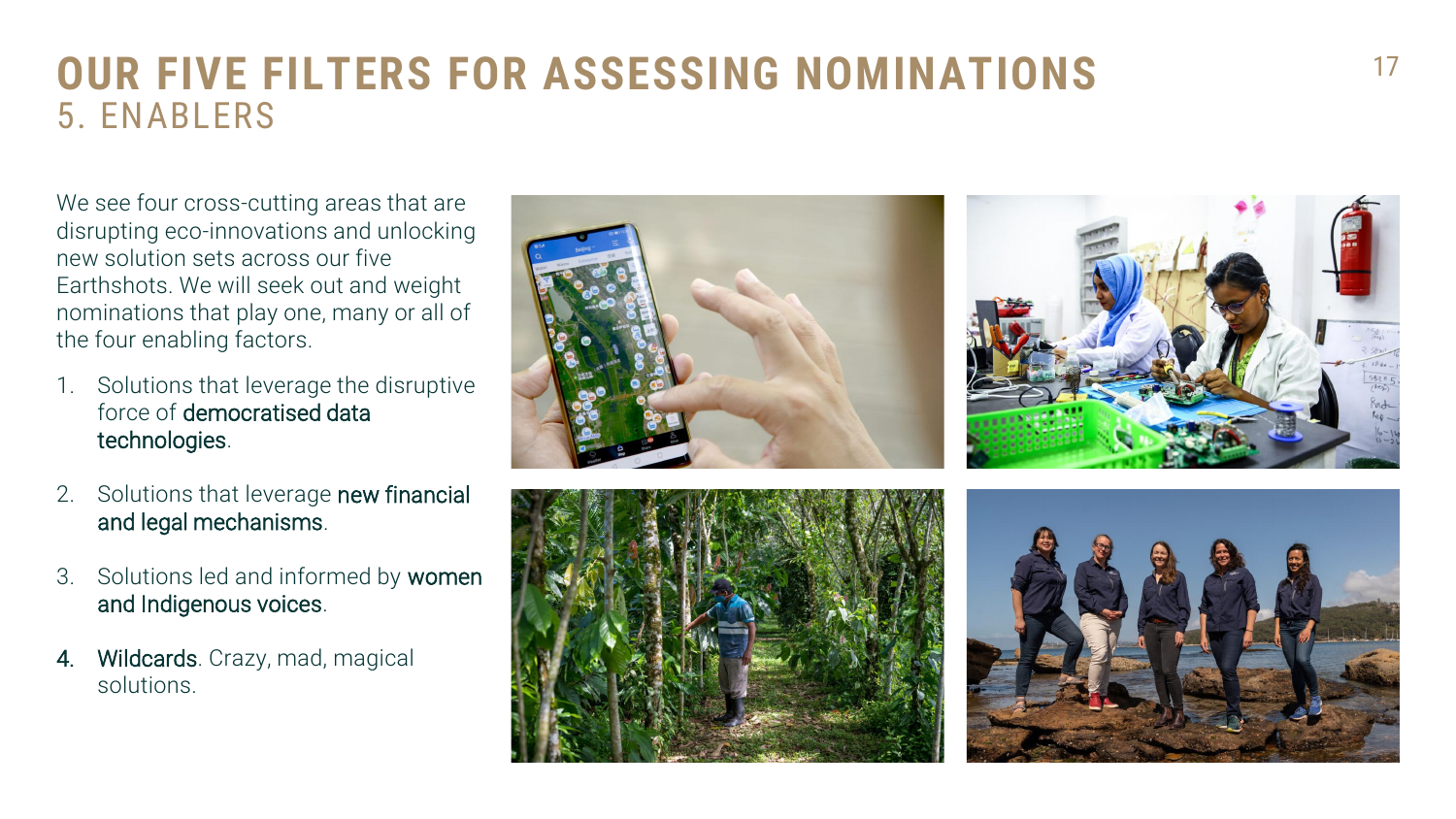# OUR FIVE FILTERS FOR ASSESSING NOMINATIONS

## 5. ENABLERS

We see four cross-cutting areas that are disrupting eco-innovations and unlocking new solution sets across our five Earthshots. We will seek out and weight nominations that play one, many or all of the four enabling factors.

1. Solutions that leverage the disruptive force of **democratised data technologies**.
2. Solutions that leverage **new financial and legal mechanisms**.
3. Solutions led and informed by **women and Indigenous voices**.
4. **Wildcards**. Crazy, mad, magical solutions.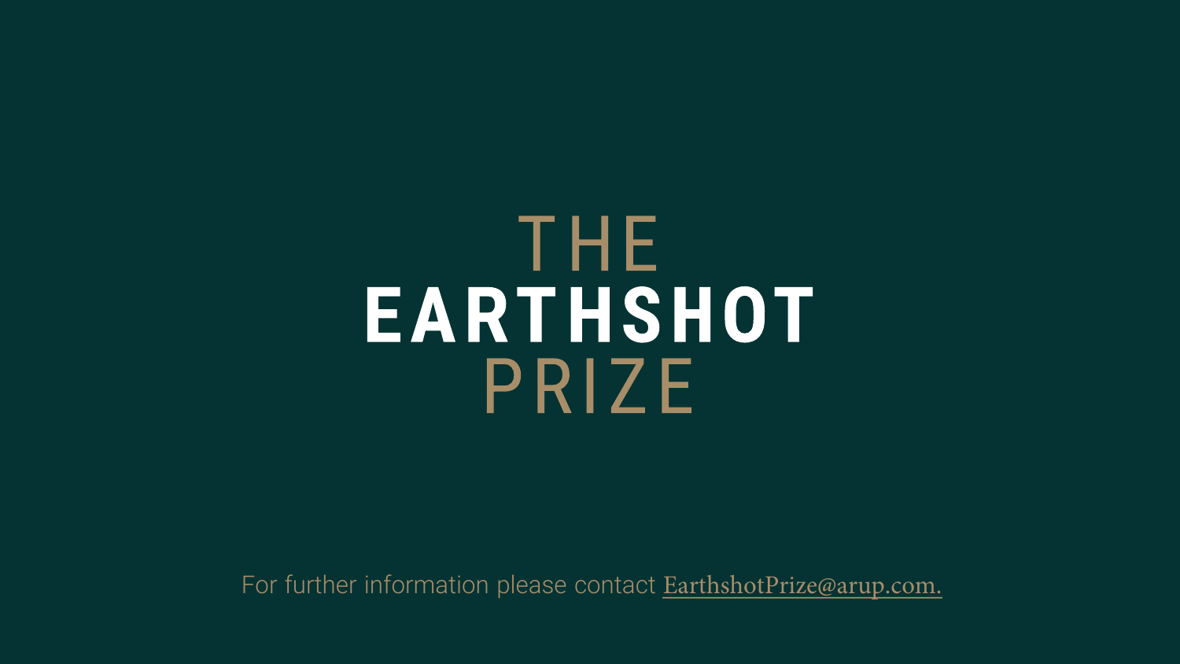# THE EARTHSHOT PRIZE

For further information please contact EarthshotPrize@arup.com.